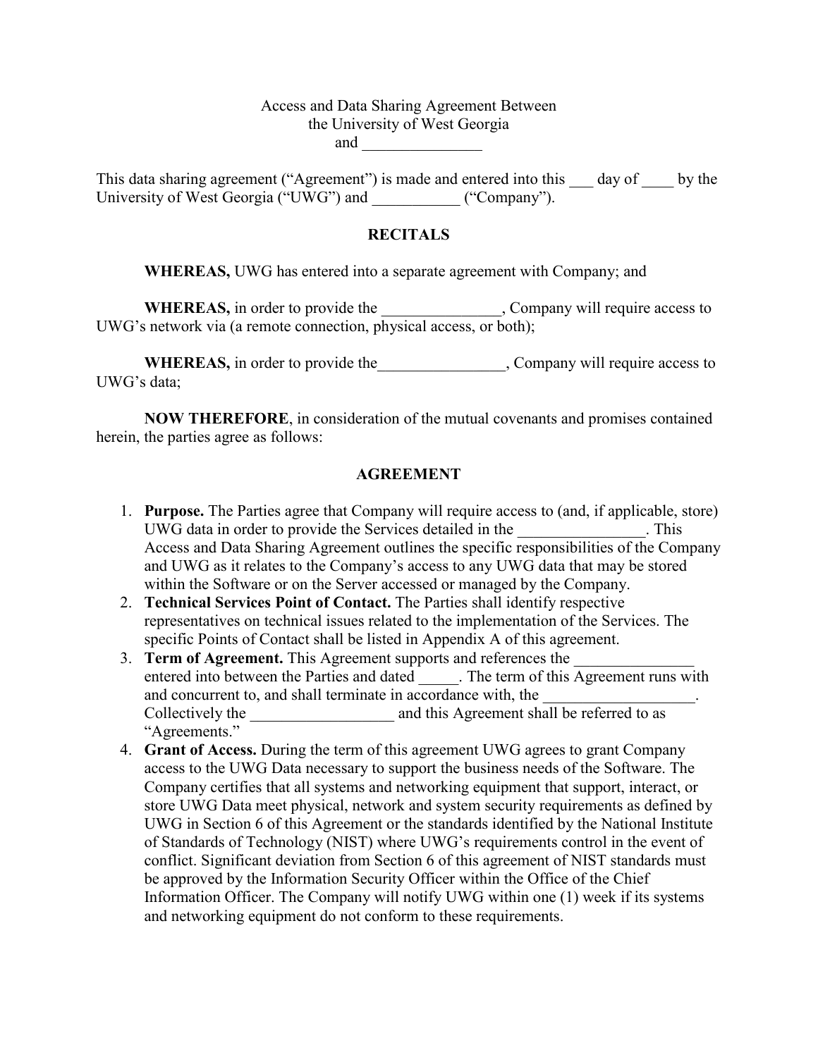Access and Data Sharing Agreement Between
the University of West Georgia
and _______________

This data sharing agreement ("Agreement") is made and entered into this ___ day of ____ by the University of West Georgia ("UWG") and ___________ ("Company").

## RECITALS

**WHEREAS,** UWG has entered into a separate agreement with Company; and

**WHEREAS,** in order to provide the _______________, Company will require access to UWG's network via (a remote connection, physical access, or both);

**WHEREAS,** in order to provide the________________, Company will require access to UWG's data;

**NOW THEREFORE**, in consideration of the mutual covenants and promises contained herein, the parties agree as follows:

## AGREEMENT

1. **Purpose.** The Parties agree that Company will require access to (and, if applicable, store) UWG data in order to provide the Services detailed in the ________________. This Access and Data Sharing Agreement outlines the specific responsibilities of the Company and UWG as it relates to the Company's access to any UWG data that may be stored within the Software or on the Server accessed or managed by the Company.
2. **Technical Services Point of Contact.** The Parties shall identify respective representatives on technical issues related to the implementation of the Services. The specific Points of Contact shall be listed in Appendix A of this agreement.
3. **Term of Agreement.** This Agreement supports and references the _______________ entered into between the Parties and dated _____. The term of this Agreement runs with and concurrent to, and shall terminate in accordance with, the ___________________. Collectively the __________________ and this Agreement shall be referred to as "Agreements."
4. **Grant of Access.** During the term of this agreement UWG agrees to grant Company access to the UWG Data necessary to support the business needs of the Software. The Company certifies that all systems and networking equipment that support, interact, or store UWG Data meet physical, network and system security requirements as defined by UWG in Section 6 of this Agreement or the standards identified by the National Institute of Standards of Technology (NIST) where UWG's requirements control in the event of conflict. Significant deviation from Section 6 of this agreement of NIST standards must be approved by the Information Security Officer within the Office of the Chief Information Officer. The Company will notify UWG within one (1) week if its systems and networking equipment do not conform to these requirements.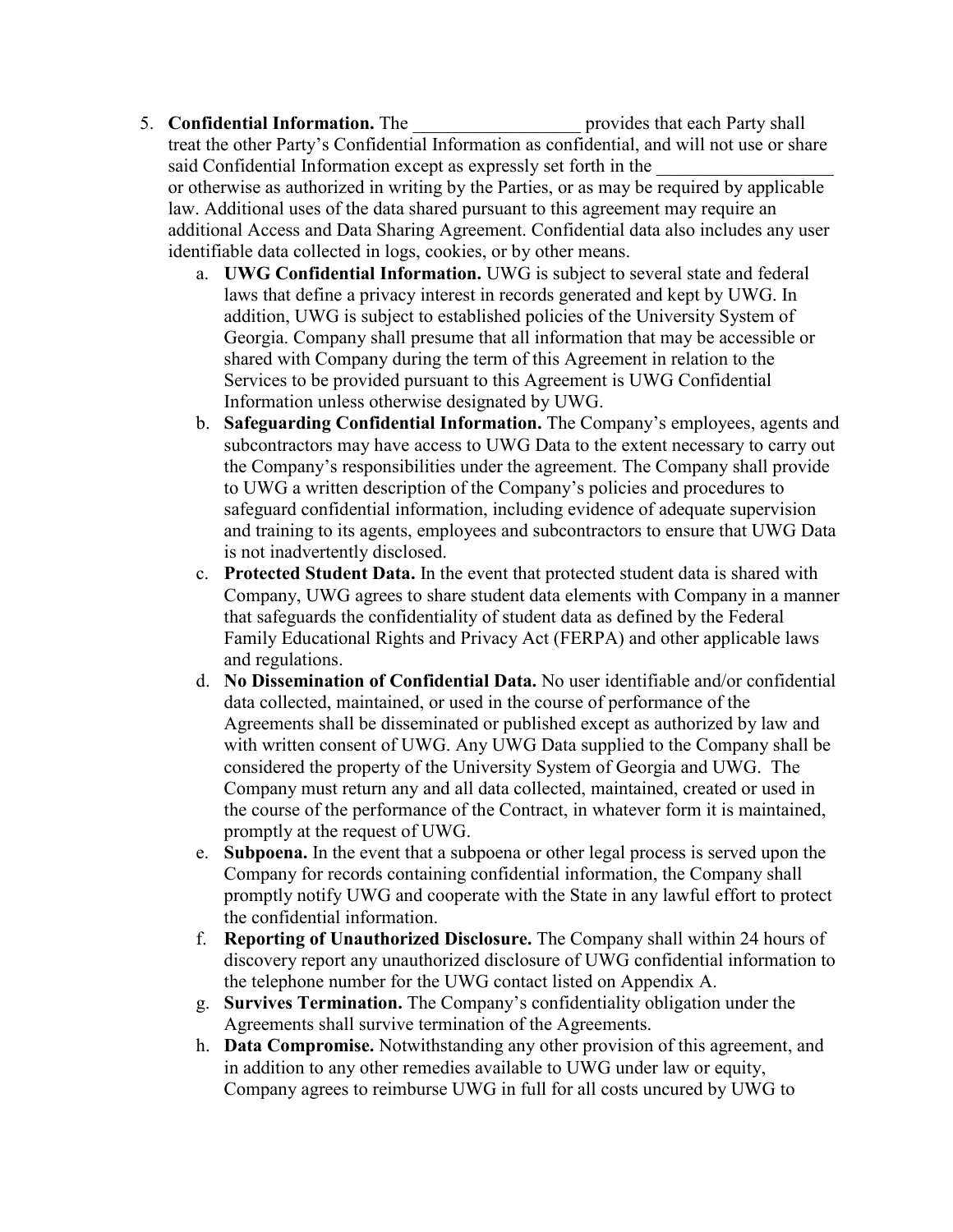5. **Confidential Information.** The ___________________ provides that each Party shall treat the other Party's Confidential Information as confidential, and will not use or share said Confidential Information except as expressly set forth in the ___________________ or otherwise as authorized in writing by the Parties, or as may be required by applicable law. Additional uses of the data shared pursuant to this agreement may require an additional Access and Data Sharing Agreement. Confidential data also includes any user identifiable data collected in logs, cookies, or by other means.
   a. **UWG Confidential Information.** UWG is subject to several state and federal laws that define a privacy interest in records generated and kept by UWG. In addition, UWG is subject to established policies of the University System of Georgia. Company shall presume that all information that may be accessible or shared with Company during the term of this Agreement in relation to the Services to be provided pursuant to this Agreement is UWG Confidential Information unless otherwise designated by UWG.
   b. **Safeguarding Confidential Information.** The Company's employees, agents and subcontractors may have access to UWG Data to the extent necessary to carry out the Company's responsibilities under the agreement. The Company shall provide to UWG a written description of the Company's policies and procedures to safeguard confidential information, including evidence of adequate supervision and training to its agents, employees and subcontractors to ensure that UWG Data is not inadvertently disclosed.
   c. **Protected Student Data.** In the event that protected student data is shared with Company, UWG agrees to share student data elements with Company in a manner that safeguards the confidentiality of student data as defined by the Federal Family Educational Rights and Privacy Act (FERPA) and other applicable laws and regulations.
   d. **No Dissemination of Confidential Data.** No user identifiable and/or confidential data collected, maintained, or used in the course of performance of the Agreements shall be disseminated or published except as authorized by law and with written consent of UWG. Any UWG Data supplied to the Company shall be considered the property of the University System of Georgia and UWG. The Company must return any and all data collected, maintained, created or used in the course of the performance of the Contract, in whatever form it is maintained, promptly at the request of UWG.
   e. **Subpoena.** In the event that a subpoena or other legal process is served upon the Company for records containing confidential information, the Company shall promptly notify UWG and cooperate with the State in any lawful effort to protect the confidential information.
   f. **Reporting of Unauthorized Disclosure.** The Company shall within 24 hours of discovery report any unauthorized disclosure of UWG confidential information to the telephone number for the UWG contact listed on Appendix A.
   g. **Survives Termination.** The Company's confidentiality obligation under the Agreements shall survive termination of the Agreements.
   h. **Data Compromise.** Notwithstanding any other provision of this agreement, and in addition to any other remedies available to UWG under law or equity, Company agrees to reimburse UWG in full for all costs uncured by UWG to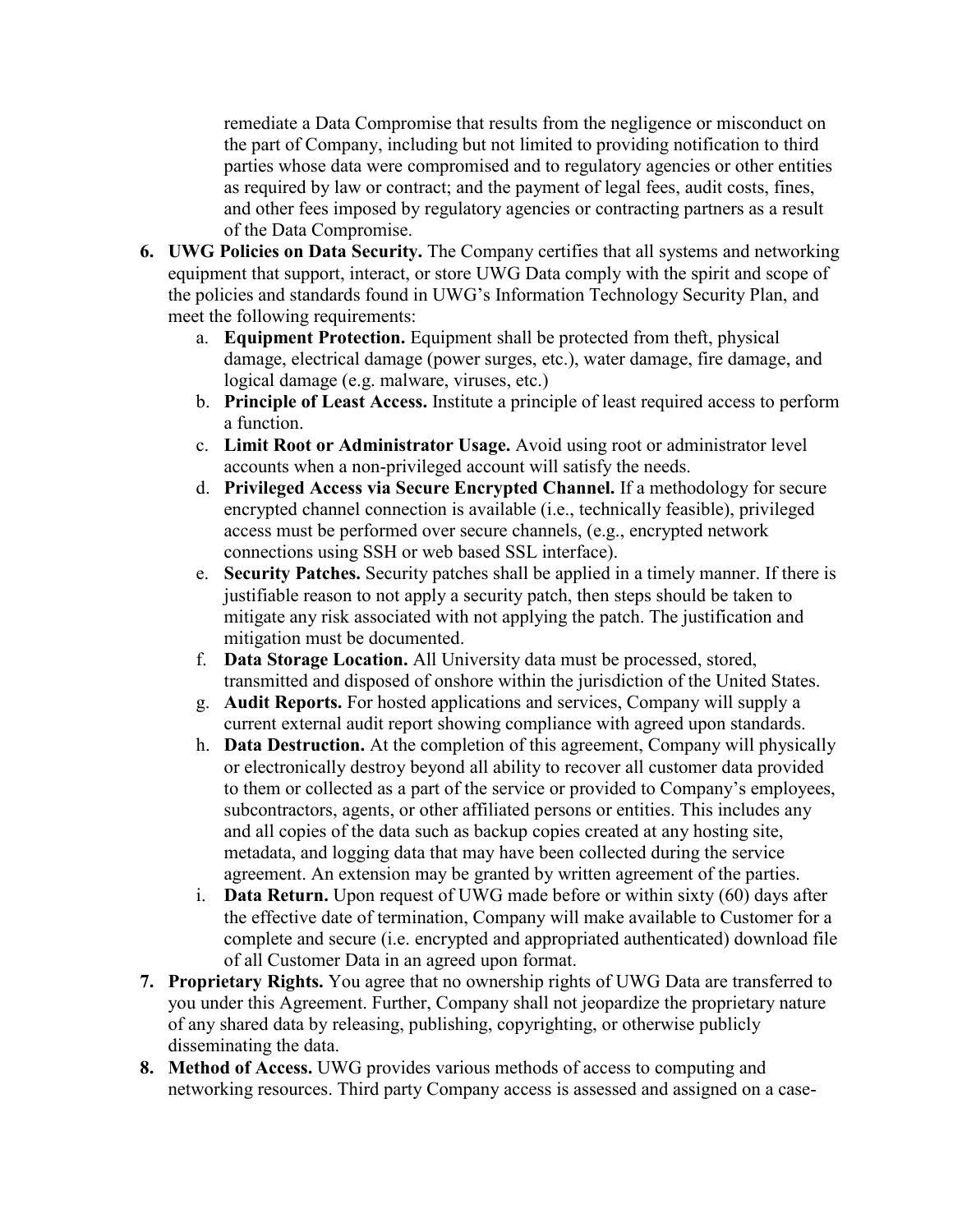remediate a Data Compromise that results from the negligence or misconduct on the part of Company, including but not limited to providing notification to third parties whose data were compromised and to regulatory agencies or other entities as required by law or contract; and the payment of legal fees, audit costs, fines, and other fees imposed by regulatory agencies or contracting partners as a result of the Data Compromise.

6. **UWG Policies on Data Security.** The Company certifies that all systems and networking equipment that support, interact, or store UWG Data comply with the spirit and scope of the policies and standards found in UWG's Information Technology Security Plan, and meet the following requirements:
   a. **Equipment Protection.** Equipment shall be protected from theft, physical damage, electrical damage (power surges, etc.), water damage, fire damage, and logical damage (e.g. malware, viruses, etc.)
   b. **Principle of Least Access.** Institute a principle of least required access to perform a function.
   c. **Limit Root or Administrator Usage.** Avoid using root or administrator level accounts when a non-privileged account will satisfy the needs.
   d. **Privileged Access via Secure Encrypted Channel.** If a methodology for secure encrypted channel connection is available (i.e., technically feasible), privileged access must be performed over secure channels, (e.g., encrypted network connections using SSH or web based SSL interface).
   e. **Security Patches.** Security patches shall be applied in a timely manner. If there is justifiable reason to not apply a security patch, then steps should be taken to mitigate any risk associated with not applying the patch. The justification and mitigation must be documented.
   f. **Data Storage Location.** All University data must be processed, stored, transmitted and disposed of onshore within the jurisdiction of the United States.
   g. **Audit Reports.** For hosted applications and services, Company will supply a current external audit report showing compliance with agreed upon standards.
   h. **Data Destruction.** At the completion of this agreement, Company will physically or electronically destroy beyond all ability to recover all customer data provided to them or collected as a part of the service or provided to Company's employees, subcontractors, agents, or other affiliated persons or entities. This includes any and all copies of the data such as backup copies created at any hosting site, metadata, and logging data that may have been collected during the service agreement. An extension may be granted by written agreement of the parties.
   i. **Data Return.** Upon request of UWG made before or within sixty (60) days after the effective date of termination, Company will make available to Customer for a complete and secure (i.e. encrypted and appropriated authenticated) download file of all Customer Data in an agreed upon format.
7. **Proprietary Rights.** You agree that no ownership rights of UWG Data are transferred to you under this Agreement. Further, Company shall not jeopardize the proprietary nature of any shared data by releasing, publishing, copyrighting, or otherwise publicly disseminating the data.
8. **Method of Access.** UWG provides various methods of access to computing and networking resources. Third party Company access is assessed and assigned on a case-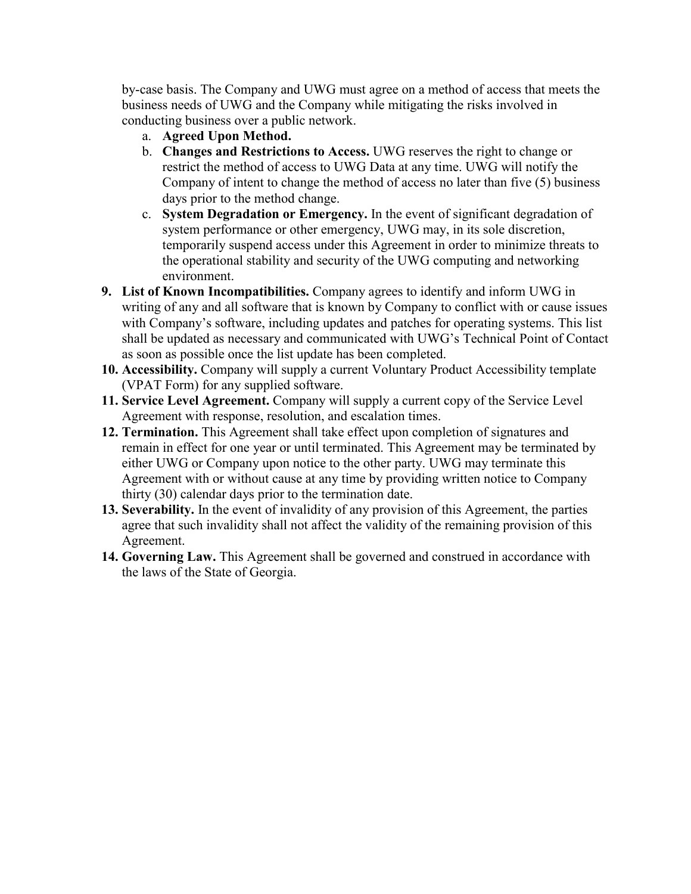by-case basis. The Company and UWG must agree on a method of access that meets the business needs of UWG and the Company while mitigating the risks involved in conducting business over a public network.

   a. **Agreed Upon Method.**
   b. **Changes and Restrictions to Access.** UWG reserves the right to change or restrict the method of access to UWG Data at any time. UWG will notify the Company of intent to change the method of access no later than five (5) business days prior to the method change.
   c. **System Degradation or Emergency.** In the event of significant degradation of system performance or other emergency, UWG may, in its sole discretion, temporarily suspend access under this Agreement in order to minimize threats to the operational stability and security of the UWG computing and networking environment.

9. **List of Known Incompatibilities.** Company agrees to identify and inform UWG in writing of any and all software that is known by Company to conflict with or cause issues with Company's software, including updates and patches for operating systems. This list shall be updated as necessary and communicated with UWG's Technical Point of Contact as soon as possible once the list update has been completed.
10. **Accessibility.** Company will supply a current Voluntary Product Accessibility template (VPAT Form) for any supplied software.
11. **Service Level Agreement.** Company will supply a current copy of the Service Level Agreement with response, resolution, and escalation times.
12. **Termination.** This Agreement shall take effect upon completion of signatures and remain in effect for one year or until terminated. This Agreement may be terminated by either UWG or Company upon notice to the other party. UWG may terminate this Agreement with or without cause at any time by providing written notice to Company thirty (30) calendar days prior to the termination date.
13. **Severability.** In the event of invalidity of any provision of this Agreement, the parties agree that such invalidity shall not affect the validity of the remaining provision of this Agreement.
14. **Governing Law.** This Agreement shall be governed and construed in accordance with the laws of the State of Georgia.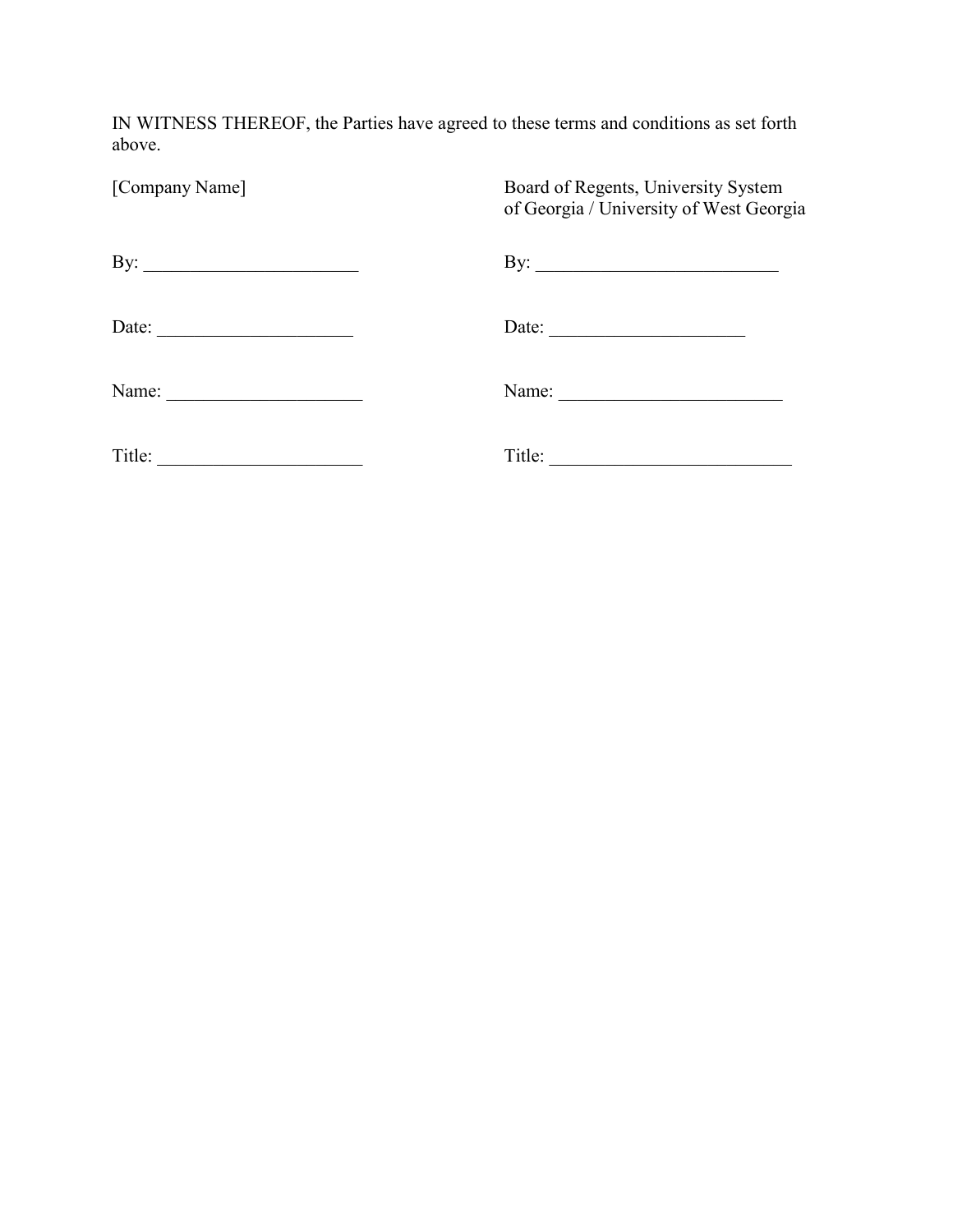IN WITNESS THEREOF, the Parties have agreed to these terms and conditions as set forth above.

| [Company Name] | Board of Regents, University System of Georgia / University of West Georgia |
|---|---|
| By: _______________________ | By: __________________________ |
| Date: _____________________ | Date: _____________________ |
| Name: _____________________ | Name: ________________________ |
| Title: ______________________ | Title: __________________________ |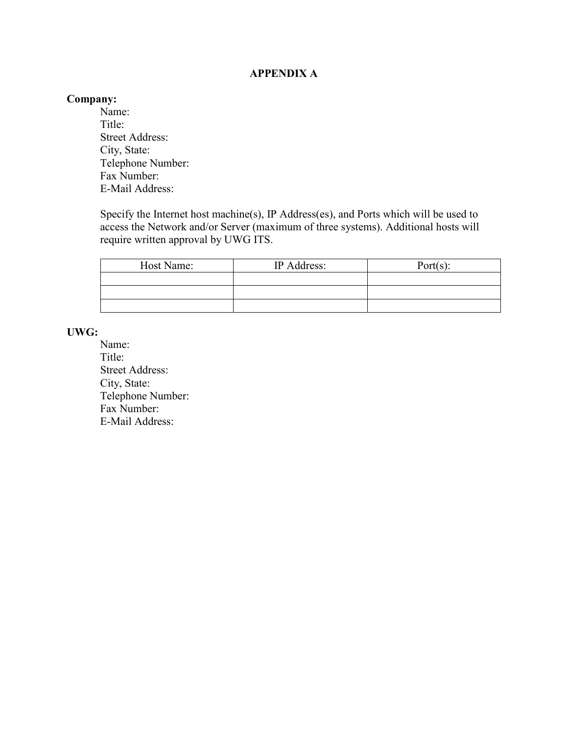# APPENDIX A

**Company:**

Name:
Title:
Street Address:
City, State:
Telephone Number:
Fax Number:
E-Mail Address:

Specify the Internet host machine(s), IP Address(es), and Ports which will be used to access the Network and/or Server (maximum of three systems). Additional hosts will require written approval by UWG ITS.

| Host Name: | IP Address: | Port(s): |
|---|---|---|
| | | |
| | | |
| | | |

**UWG:**

Name:
Title:
Street Address:
City, State:
Telephone Number:
Fax Number:
E-Mail Address: